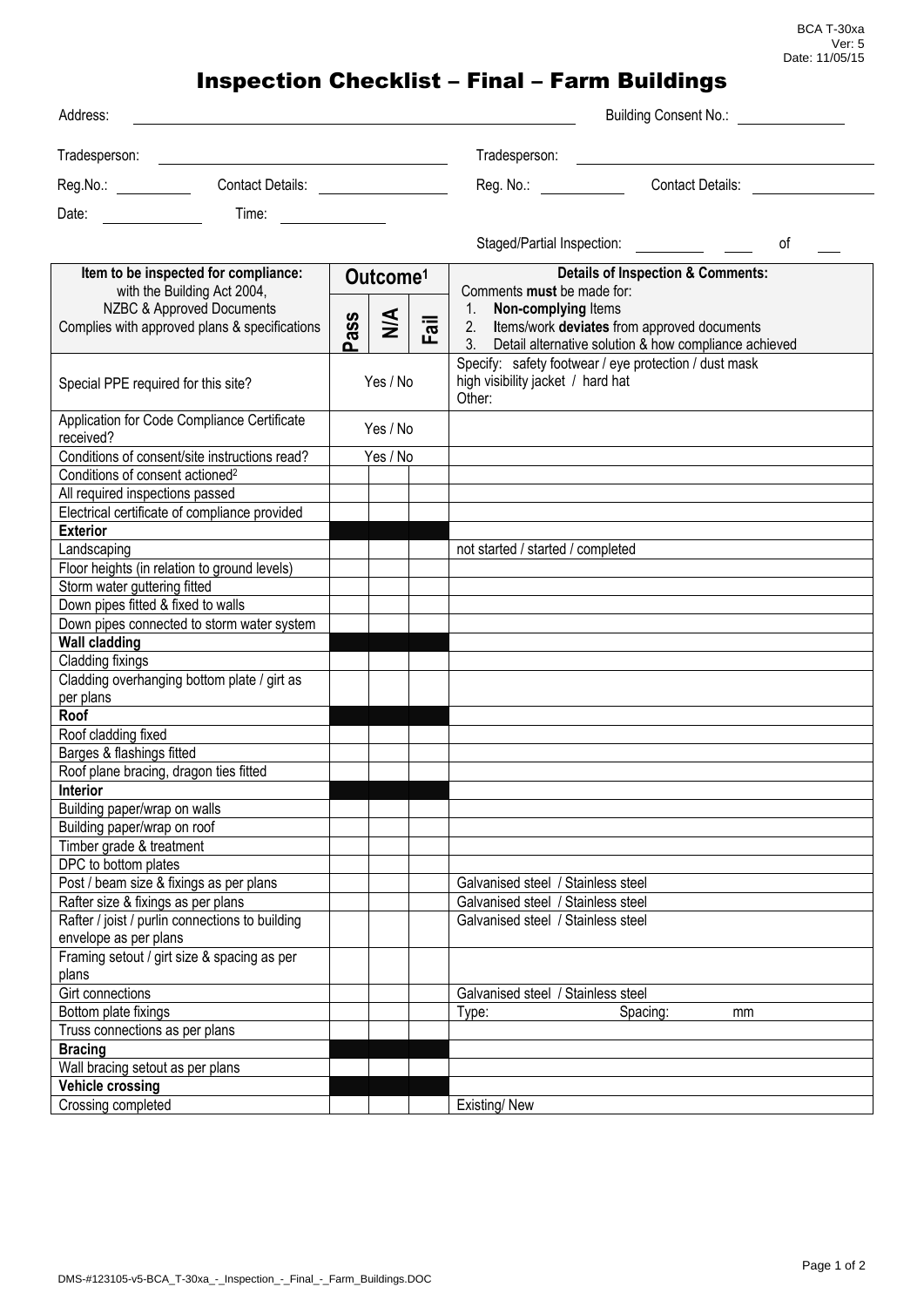BCA T-30xa
Ver: 5
Date: 11/05/15

# Inspection Checklist – Final – Farm Buildings

Address: ______________________ Building Consent No.: __________

Tradesperson: ______________________ Tradesperson: ______________________

Reg.No.: __________ Contact Details: __________ Reg. No.: __________ Contact Details: __________

Date: __________ Time: __________

Staged/Partial Inspection: __________ ____ of ____

| Item to be inspected for compliance: with the Building Act 2004, NZBC & Approved Documents Complies with approved plans & specifications | Outcome[1] | | | Details of Inspection & Comments: Comments **must** be made for: 1. **Non-complying** Items 2. **I**tems/work **deviates** from approved documents 3. Detail alternative solution & how compliance achieved |
|---|---|---|---|---|
| | Pass | N/A | Fail | |
| Special PPE required for this site? | Yes / No | | | Specify: safety footwear / eye protection / dust mask high visibility jacket / hard hat Other: |
| Application for Code Compliance Certificate received? | Yes / No | | | |
| Conditions of consent/site instructions read? | Yes / No | | | |
| Conditions of consent actioned[2] | | | | |
| All required inspections passed | | | | |
| Electrical certificate of compliance provided | | | | |
| **Exterior** | | | | |
| Landscaping | | | | not started / started / completed |
| Floor heights (in relation to ground levels) | | | | |
| Storm water guttering fitted | | | | |
| Down pipes fitted & fixed to walls | | | | |
| Down pipes connected to storm water system | | | | |
| **Wall cladding** | | | | |
| Cladding fixings | | | | |
| Cladding overhanging bottom plate / girt as per plans | | | | |
| **Roof** | | | | |
| Roof cladding fixed | | | | |
| Barges & flashings fitted | | | | |
| Roof plane bracing, dragon ties fitted | | | | |
| **Interior** | | | | |
| Building paper/wrap on walls | | | | |
| Building paper/wrap on roof | | | | |
| Timber grade & treatment | | | | |
| DPC to bottom plates | | | | |
| Post / beam size & fixings as per plans | | | | Galvanised steel / Stainless steel |
| Rafter size & fixings as per plans | | | | Galvanised steel / Stainless steel |
| Rafter / joist / purlin connections to building envelope as per plans | | | | Galvanised steel / Stainless steel |
| Framing setout / girt size & spacing as per plans | | | | |
| Girt connections | | | | Galvanised steel / Stainless steel |
| Bottom plate fixings | | | | Type: Spacing: mm |
| Truss connections as per plans | | | | |
| **Bracing** | | | | |
| Wall bracing setout as per plans | | | | |
| **Vehicle crossing** | | | | |
| Crossing completed | | | | Existing/ New |

DMS-#123105-v5-BCA_T-30xa_-_Inspection_-_Final_-_Farm_Buildings.DOC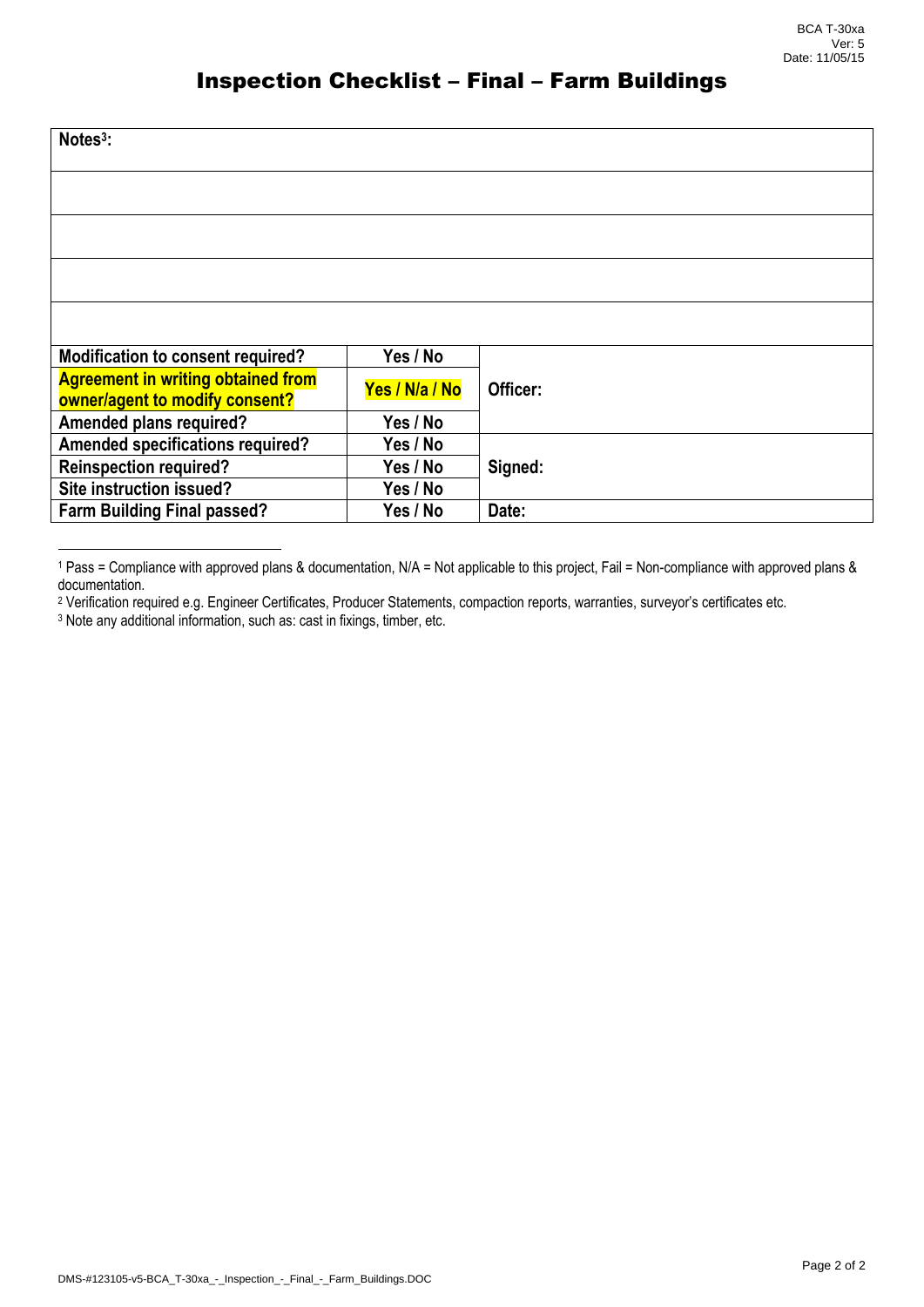# Inspection Checklist – Final – Farm Buildings

| Notes[3]: |
| --- |
| |
| |
| |
| |

| | | |
| --- | --- | --- |
| **Modification to consent required?** | **Yes / No** | **Officer:** |
| **Agreement in writing obtained from owner/agent to modify consent?** | **Yes / N/a / No** | |
| **Amended plans required?** | **Yes / No** | |
| **Amended specifications required?** | **Yes / No** | **Signed:** |
| **Reinspection required?** | **Yes / No** | |
| **Site instruction issued?** | **Yes / No** | |
| **Farm Building Final passed?** | **Yes / No** | **Date:** |

[1] Pass = Compliance with approved plans & documentation, N/A = Not applicable to this project, Fail = Non-compliance with approved plans & documentation.

[2] Verification required e.g. Engineer Certificates, Producer Statements, compaction reports, warranties, surveyor's certificates etc.

[3] Note any additional information, such as: cast in fixings, timber, etc.